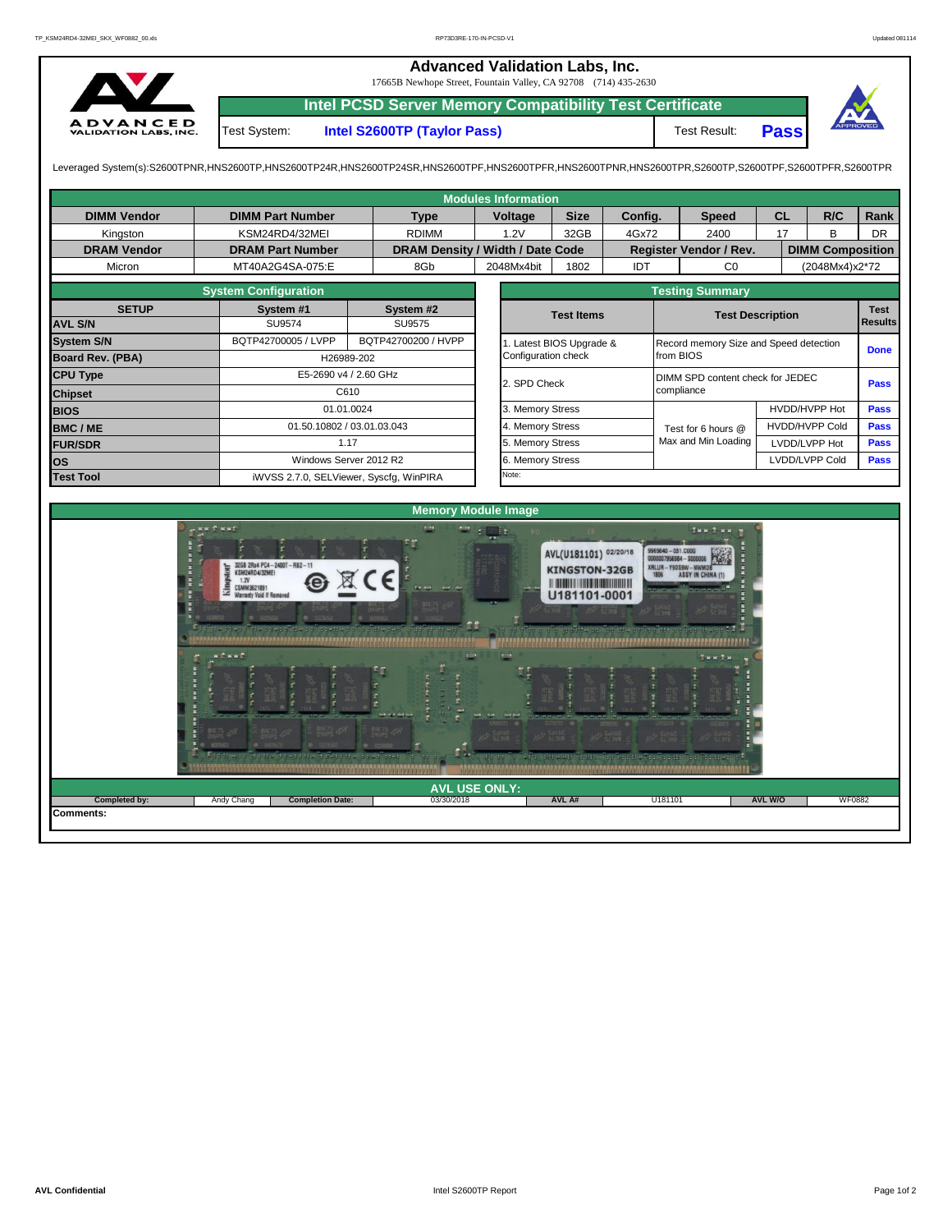# Advanced Validation Labs, Inc.

17665B Newhope Street, Fountain Valley, CA 92708 (714) 435-2630

## Intel PCSD Server Memory Compatibility Test Certificate

| Test System: | Intel S2600TP (Taylor Pass) | Test Result: | Pass |
|---|---|---|---|

Leveraged System(s):S2600TPNR,HNS2600TP,HNS2600TP24R,HNS2600TP24SR,HNS2600TPF,HNS2600TPFR,HNS2600TPNR,HNS2600TPR,S2600TP,S2600TPF,S2600TPFR,S2600TPR

### Modules Information

| DIMM Vendor | DIMM Part Number | Type | Voltage | Size | Config. | Speed | CL | R/C | Rank |
|---|---|---|---|---|---|---|---|---|---|
| Kingston | KSM24RD4/32MEI | RDIMM | 1.2V | 32GB | 4Gx72 | 2400 | 17 | B | DR |
| **DRAM Vendor** | **DRAM Part Number** | **DRAM Density / Width / Date Code** | | | **Register Vendor / Rev.** | | **DIMM Composition** | | |
| Micron | MT40A2G4SA-075:E | 8Gb | 2048Mx4bit | 1802 | IDT | C0 | (2048Mx4)x2*72 | | |

### System Configuration

| SETUP | System #1 | System #2 |
|---|---|---|
| AVL S/N | SU9574 | SU9575 |
| System S/N | BQTP42700005 / LVPP | BQTP42700200 / HVPP |
| Board Rev. (PBA) | H26989-202 | |
| CPU Type | E5-2690 v4 / 2.60 GHz | |
| Chipset | C610 | |
| BIOS | 01.01.0024 | |
| BMC / ME | 01.50.10802 / 03.01.03.043 | |
| FUR/SDR | 1.17 | |
| OS | Windows Server 2012 R2 | |
| Test Tool | iWVSS 2.7.0, SELViewer, Syscfg, WinPIRA | |

### Testing Summary

| Test Items | Test Description | | Test Results |
|---|---|---|---|
| 1. Latest BIOS Upgrade & Configuration check | Record memory Size and Speed detection from BIOS | | Done |
| 2. SPD Check | DIMM SPD content check for JEDEC compliance | | Pass |
| 3. Memory Stress | Test for 6 hours @ Max and Min Loading | HVDD/HVPP Hot | Pass |
| 4. Memory Stress | | HVDD/HVPP Cold | Pass |
| 5. Memory Stress | | LVDD/LVPP Hot | Pass |
| 6. Memory Stress | | LVDD/LVPP Cold | Pass |
| Note: | | | |

### Memory Module Image

### AVL USE ONLY:

| Completed by: | Andy Chang | Completion Date: | 03/30/2018 | AVL A# | U181101 | AVL W/O | WF0882 |
|---|---|---|---|---|---|---|---|

**Comments:**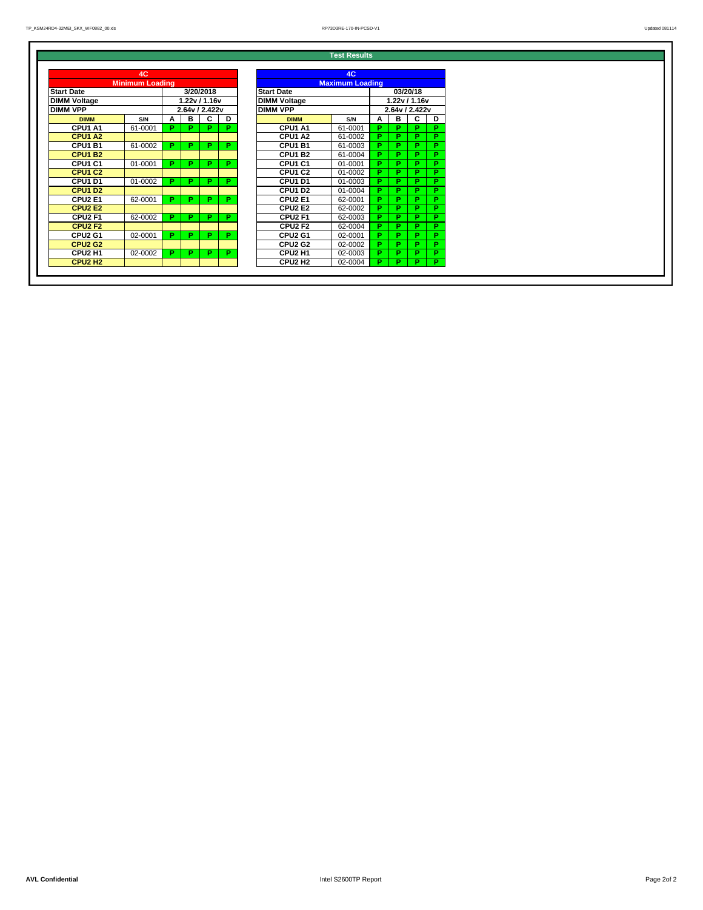## Test Results

| 4C Minimum Loading | | | | | |
|---|---|---|---|---|---|
| **Start Date** | | 3/20/2018 | | | |
| **DIMM Voltage** | | 1.22v / 1.16v | | | |
| **DIMM VPP** | | 2.64v / 2.422v | | | |
| **DIMM** | **S/N** | **A** | **B** | **C** | **D** |
| **CPU1 A1** | 61-0001 | P | P | P | P |
| **CPU1 A2** | | | | | |
| **CPU1 B1** | 61-0002 | P | P | P | P |
| **CPU1 B2** | | | | | |
| **CPU1 C1** | 01-0001 | P | P | P | P |
| **CPU1 C2** | | | | | |
| **CPU1 D1** | 01-0002 | P | P | P | P |
| **CPU1 D2** | | | | | |
| **CPU2 E1** | 62-0001 | P | P | P | P |
| **CPU2 E2** | | | | | |
| **CPU2 F1** | 62-0002 | P | P | P | P |
| **CPU2 F2** | | | | | |
| **CPU2 G1** | 02-0001 | P | P | P | P |
| **CPU2 G2** | | | | | |
| **CPU2 H1** | 02-0002 | P | P | P | P |
| **CPU2 H2** | | | | | |

| 4C Maximum Loading | | | | | |
|---|---|---|---|---|---|
| **Start Date** | | 03/20/18 | | | |
| **DIMM Voltage** | | 1.22v / 1.16v | | | |
| **DIMM VPP** | | 2.64v / 2.422v | | | |
| **DIMM** | **S/N** | **A** | **B** | **C** | **D** |
| **CPU1 A1** | 61-0001 | P | P | P | P |
| **CPU1 A2** | 61-0002 | P | P | P | P |
| **CPU1 B1** | 61-0003 | P | P | P | P |
| **CPU1 B2** | 61-0004 | P | P | P | P |
| **CPU1 C1** | 01-0001 | P | P | P | P |
| **CPU1 C2** | 01-0002 | P | P | P | P |
| **CPU1 D1** | 01-0003 | P | P | P | P |
| **CPU1 D2** | 01-0004 | P | P | P | P |
| **CPU2 E1** | 62-0001 | P | P | P | P |
| **CPU2 E2** | 62-0002 | P | P | P | P |
| **CPU2 F1** | 62-0003 | P | P | P | P |
| **CPU2 F2** | 62-0004 | P | P | P | P |
| **CPU2 G1** | 02-0001 | P | P | P | P |
| **CPU2 G2** | 02-0002 | P | P | P | P |
| **CPU2 H1** | 02-0003 | P | P | P | P |
| **CPU2 H2** | 02-0004 | P | P | P | P |